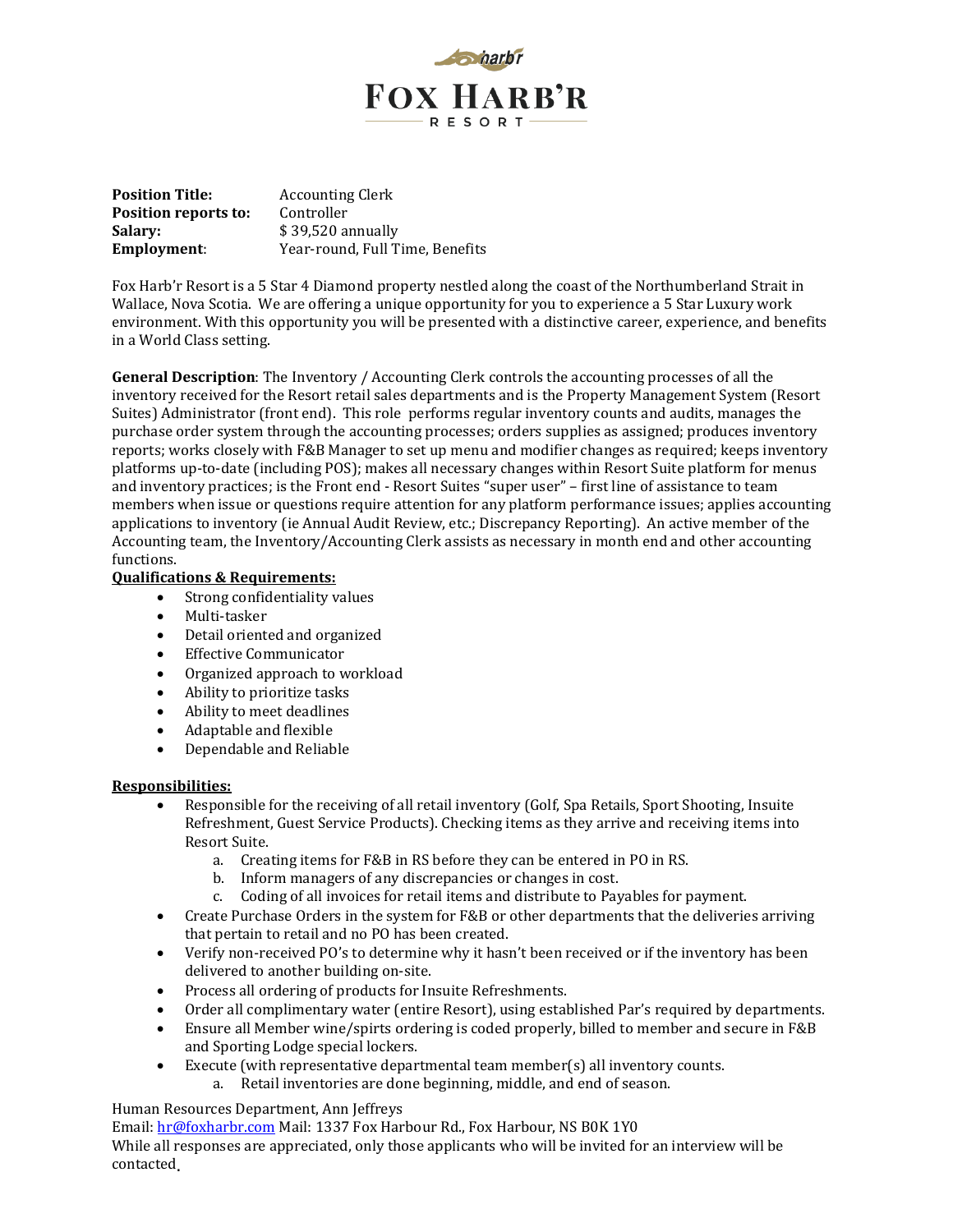# FOX HARB'R

RESORT

**Position Title:** Accounting Clerk
**Position reports to:** Controller
**Salary:** $ 39,520 annually
**Employment**: Year-round, Full Time, Benefits

Fox Harb'r Resort is a 5 Star 4 Diamond property nestled along the coast of the Northumberland Strait in Wallace, Nova Scotia. We are offering a unique opportunity for you to experience a 5 Star Luxury work environment. With this opportunity you will be presented with a distinctive career, experience, and benefits in a World Class setting.

**General Description**: The Inventory / Accounting Clerk controls the accounting processes of all the inventory received for the Resort retail sales departments and is the Property Management System (Resort Suites) Administrator (front end). This role performs regular inventory counts and audits, manages the purchase order system through the accounting processes; orders supplies as assigned; produces inventory reports; works closely with F&B Manager to set up menu and modifier changes as required; keeps inventory platforms up-to-date (including POS); makes all necessary changes within Resort Suite platform for menus and inventory practices; is the Front end - Resort Suites "super user" – first line of assistance to team members when issue or questions require attention for any platform performance issues; applies accounting applications to inventory (ie Annual Audit Review, etc.; Discrepancy Reporting). An active member of the Accounting team, the Inventory/Accounting Clerk assists as necessary in month end and other accounting functions.

**Qualifications & Requirements:**

- Strong confidentiality values
- Multi-tasker
- Detail oriented and organized
- Effective Communicator
- Organized approach to workload
- Ability to prioritize tasks
- Ability to meet deadlines
- Adaptable and flexible
- Dependable and Reliable

**Responsibilities:**

- Responsible for the receiving of all retail inventory (Golf, Spa Retails, Sport Shooting, Insuite Refreshment, Guest Service Products). Checking items as they arrive and receiving items into Resort Suite.
  a. Creating items for F&B in RS before they can be entered in PO in RS.
  b. Inform managers of any discrepancies or changes in cost.
  c. Coding of all invoices for retail items and distribute to Payables for payment.
- Create Purchase Orders in the system for F&B or other departments that the deliveries arriving that pertain to retail and no PO has been created.
- Verify non-received PO's to determine why it hasn't been received or if the inventory has been delivered to another building on-site.
- Process all ordering of products for Insuite Refreshments.
- Order all complimentary water (entire Resort), using established Par's required by departments.
- Ensure all Member wine/spirts ordering is coded properly, billed to member and secure in F&B and Sporting Lodge special lockers.
- Execute (with representative departmental team member(s) all inventory counts.
  a. Retail inventories are done beginning, middle, and end of season.

Human Resources Department, Ann Jeffreys
Email: hr@foxharbr.com Mail: 1337 Fox Harbour Rd., Fox Harbour, NS B0K 1Y0
While all responses are appreciated, only those applicants who will be invited for an interview will be contacted.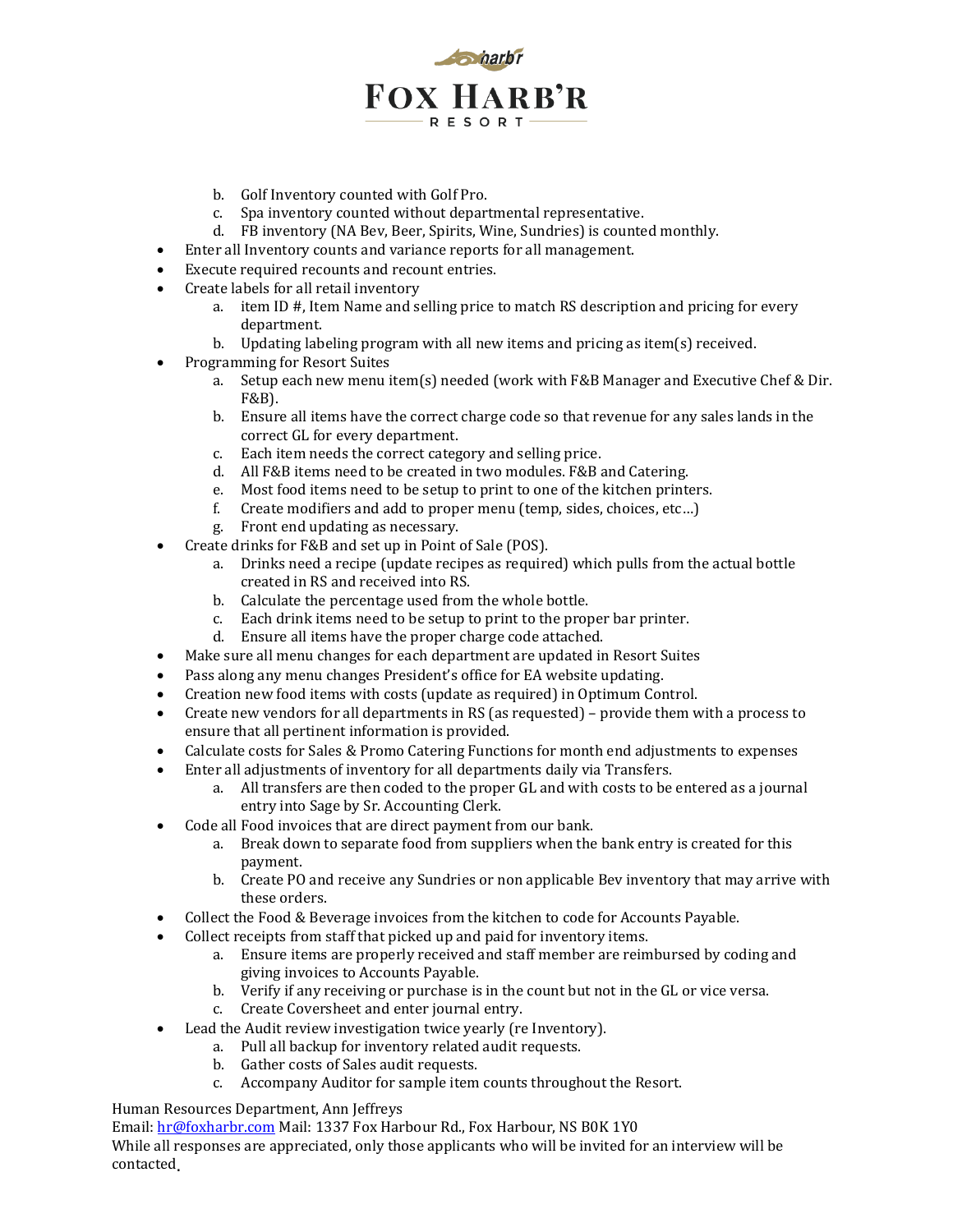b. Golf Inventory counted with Golf Pro.
   c. Spa inventory counted without departmental representative.
   d. FB inventory (NA Bev, Beer, Spirits, Wine, Sundries) is counted monthly.

- Enter all Inventory counts and variance reports for all management.
- Execute required recounts and recount entries.
- Create labels for all retail inventory
   a. item ID #, Item Name and selling price to match RS description and pricing for every department.
   b. Updating labeling program with all new items and pricing as item(s) received.
- Programming for Resort Suites
   a. Setup each new menu item(s) needed (work with F&B Manager and Executive Chef & Dir. F&B).
   b. Ensure all items have the correct charge code so that revenue for any sales lands in the correct GL for every department.
   c. Each item needs the correct category and selling price.
   d. All F&B items need to be created in two modules. F&B and Catering.
   e. Most food items need to be setup to print to one of the kitchen printers.
   f. Create modifiers and add to proper menu (temp, sides, choices, etc…)
   g. Front end updating as necessary.
- Create drinks for F&B and set up in Point of Sale (POS).
   a. Drinks need a recipe (update recipes as required) which pulls from the actual bottle created in RS and received into RS.
   b. Calculate the percentage used from the whole bottle.
   c. Each drink items need to be setup to print to the proper bar printer.
   d. Ensure all items have the proper charge code attached.
- Make sure all menu changes for each department are updated in Resort Suites
- Pass along any menu changes President's office for EA website updating.
- Creation new food items with costs (update as required) in Optimum Control.
- Create new vendors for all departments in RS (as requested) – provide them with a process to ensure that all pertinent information is provided.
- Calculate costs for Sales & Promo Catering Functions for month end adjustments to expenses
- Enter all adjustments of inventory for all departments daily via Transfers.
   a. All transfers are then coded to the proper GL and with costs to be entered as a journal entry into Sage by Sr. Accounting Clerk.
- Code all Food invoices that are direct payment from our bank.
   a. Break down to separate food from suppliers when the bank entry is created for this payment.
   b. Create PO and receive any Sundries or non applicable Bev inventory that may arrive with these orders.
- Collect the Food & Beverage invoices from the kitchen to code for Accounts Payable.
- Collect receipts from staff that picked up and paid for inventory items.
   a. Ensure items are properly received and staff member are reimbursed by coding and giving invoices to Accounts Payable.
   b. Verify if any receiving or purchase is in the count but not in the GL or vice versa.
   c. Create Coversheet and enter journal entry.
- Lead the Audit review investigation twice yearly (re Inventory).
   a. Pull all backup for inventory related audit requests.
   b. Gather costs of Sales audit requests.
   c. Accompany Auditor for sample item counts throughout the Resort.

Human Resources Department, Ann Jeffreys
Email: [hr@foxharbr.com](mailto:hr@foxharbr.com) Mail: 1337 Fox Harbour Rd., Fox Harbour, NS B0K 1Y0
While all responses are appreciated, only those applicants who will be invited for an interview will be contacted.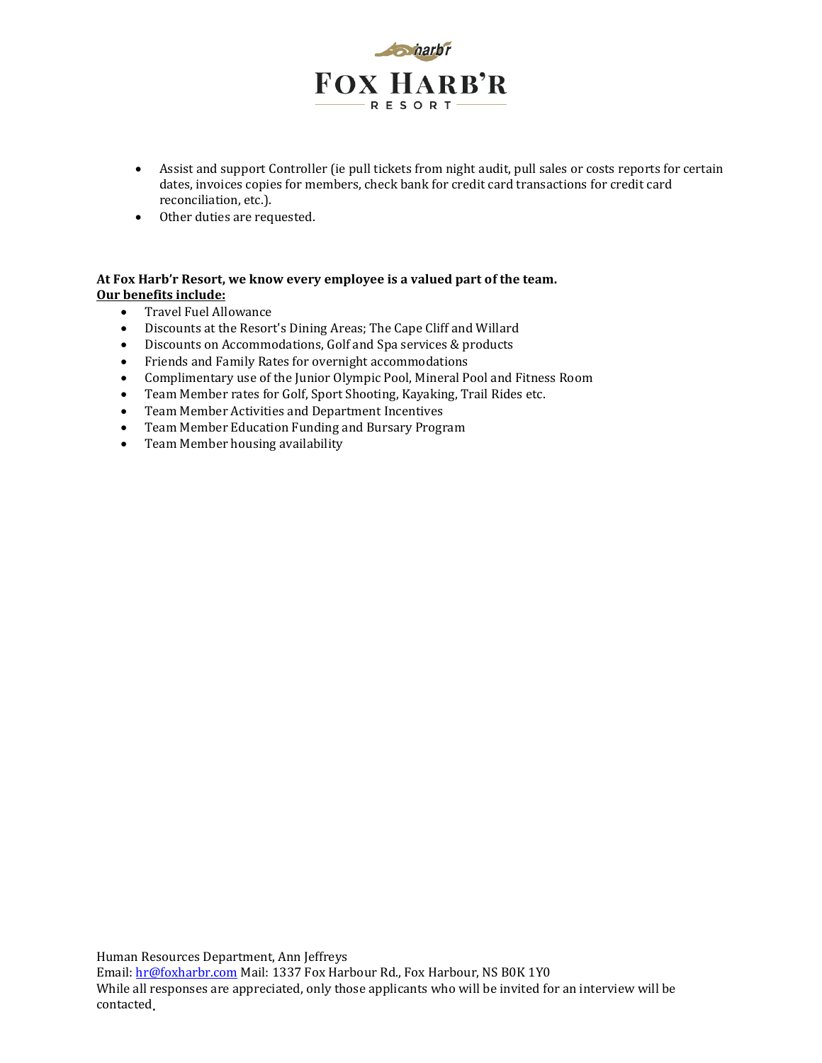- Assist and support Controller (ie pull tickets from night audit, pull sales or costs reports for certain dates, invoices copies for members, check bank for credit card transactions for credit card reconciliation, etc.).
- Other duties are requested.

**At Fox Harb'r Resort, we know every employee is a valued part of the team.**
**<u>Our benefits include:</u>**

- Travel Fuel Allowance
- Discounts at the Resort's Dining Areas; The Cape Cliff and Willard
- Discounts on Accommodations, Golf and Spa services & products
- Friends and Family Rates for overnight accommodations
- Complimentary use of the Junior Olympic Pool, Mineral Pool and Fitness Room
- Team Member rates for Golf, Sport Shooting, Kayaking, Trail Rides etc.
- Team Member Activities and Department Incentives
- Team Member Education Funding and Bursary Program
- Team Member housing availability

Human Resources Department, Ann Jeffreys
Email: hr@foxharbr.com Mail: 1337 Fox Harbour Rd., Fox Harbour, NS B0K 1Y0
While all responses are appreciated, only those applicants who will be invited for an interview will be contacted.